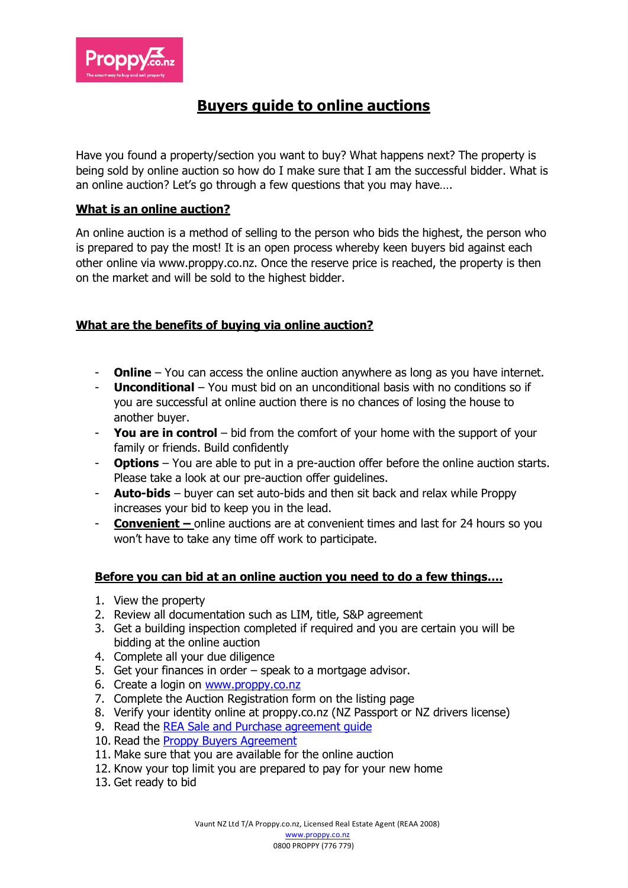# Buyers guide to online auctions

Have you found a property/section you want to buy? What happens next? The property is being sold by online auction so how do I make sure that I am the successful bidder. What is an online auction? Let's go through a few questions that you may have….

## What is an online auction?

An online auction is a method of selling to the person who bids the highest, the person who is prepared to pay the most! It is an open process whereby keen buyers bid against each other online via www.proppy.co.nz. Once the reserve price is reached, the property is then on the market and will be sold to the highest bidder.

## What are the benefits of buying via online auction?

- **Online** – You can access the online auction anywhere as long as you have internet.
- **Unconditional** – You must bid on an unconditional basis with no conditions so if you are successful at online auction there is no chances of losing the house to another buyer.
- **You are in control** – bid from the comfort of your home with the support of your family or friends. Build confidently
- **Options** – You are able to put in a pre-auction offer before the online auction starts. Please take a look at our pre-auction offer guidelines.
- **Auto-bids** – buyer can set auto-bids and then sit back and relax while Proppy increases your bid to keep you in the lead.
- **Convenient –** online auctions are at convenient times and last for 24 hours so you won't have to take any time off work to participate.

## Before you can bid at an online auction you need to do a few things….

1. View the property
2. Review all documentation such as LIM, title, S&P agreement
3. Get a building inspection completed if required and you are certain you will be bidding at the online auction
4. Complete all your due diligence
5. Get your finances in order – speak to a mortgage advisor.
6. Create a login on [www.proppy.co.nz](www.proppy.co.nz)
7. Complete the Auction Registration form on the listing page
8. Verify your identity online at proppy.co.nz (NZ Passport or NZ drivers license)
9. Read the [REA Sale and Purchase agreement guide]()
10. Read the [Proppy Buyers Agreement]()
11. Make sure that you are available for the online auction
12. Know your top limit you are prepared to pay for your new home
13. Get ready to bid

Vaunt NZ Ltd T/A Proppy.co.nz, Licensed Real Estate Agent (REAA 2008)
www.proppy.co.nz
0800 PROPPY (776 779)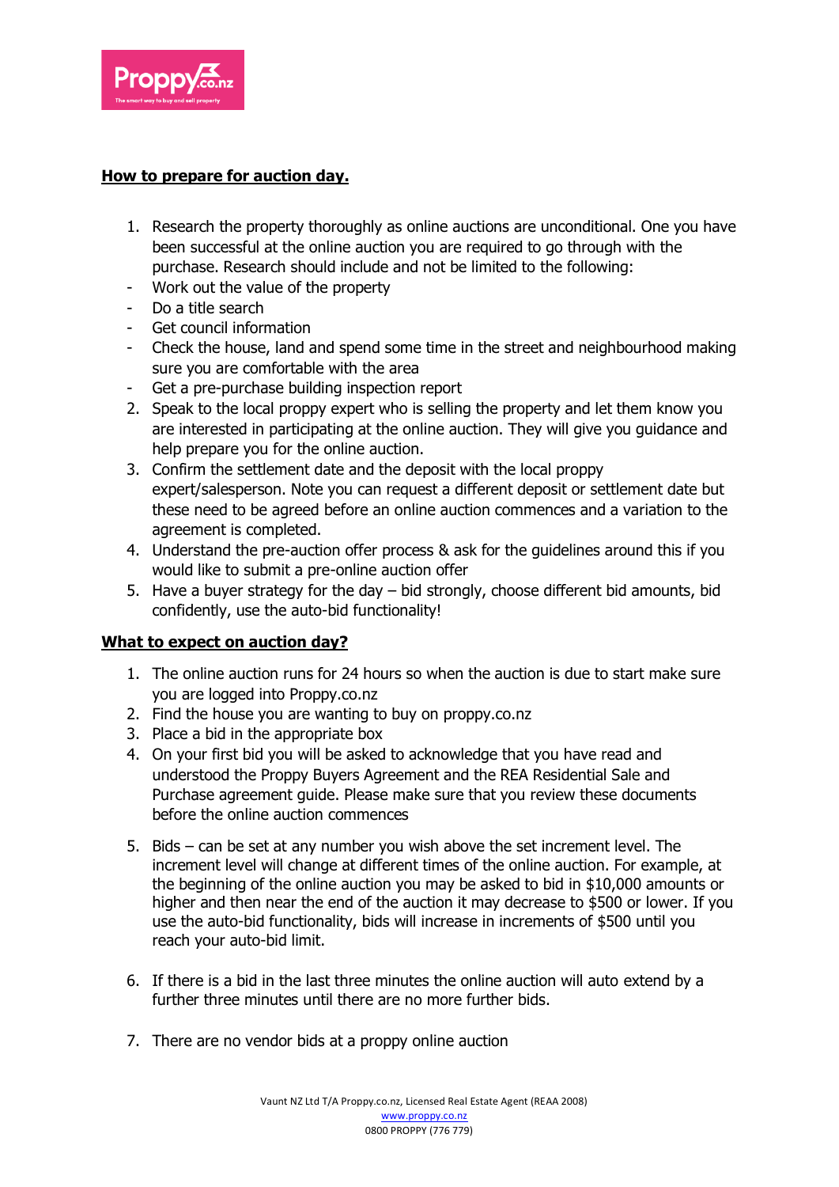**How to prepare for auction day.**

1. Research the property thoroughly as online auctions are unconditional. One you have been successful at the online auction you are required to go through with the purchase. Research should include and not be limited to the following:
   - Work out the value of the property
   - Do a title search
   - Get council information
   - Check the house, land and spend some time in the street and neighbourhood making sure you are comfortable with the area
   - Get a pre-purchase building inspection report
2. Speak to the local proppy expert who is selling the property and let them know you are interested in participating at the online auction. They will give you guidance and help prepare you for the online auction.
3. Confirm the settlement date and the deposit with the local proppy expert/salesperson. Note you can request a different deposit or settlement date but these need to be agreed before an online auction commences and a variation to the agreement is completed.
4. Understand the pre-auction offer process & ask for the guidelines around this if you would like to submit a pre-online auction offer
5. Have a buyer strategy for the day – bid strongly, choose different bid amounts, bid confidently, use the auto-bid functionality!

**What to expect on auction day?**

1. The online auction runs for 24 hours so when the auction is due to start make sure you are logged into Proppy.co.nz
2. Find the house you are wanting to buy on proppy.co.nz
3. Place a bid in the appropriate box
4. On your first bid you will be asked to acknowledge that you have read and understood the Proppy Buyers Agreement and the REA Residential Sale and Purchase agreement guide. Please make sure that you review these documents before the online auction commences
5. Bids – can be set at any number you wish above the set increment level. The increment level will change at different times of the online auction. For example, at the beginning of the online auction you may be asked to bid in $10,000 amounts or higher and then near the end of the auction it may decrease to $500 or lower. If you use the auto-bid functionality, bids will increase in increments of $500 until you reach your auto-bid limit.
6. If there is a bid in the last three minutes the online auction will auto extend by a further three minutes until there are no more further bids.
7. There are no vendor bids at a proppy online auction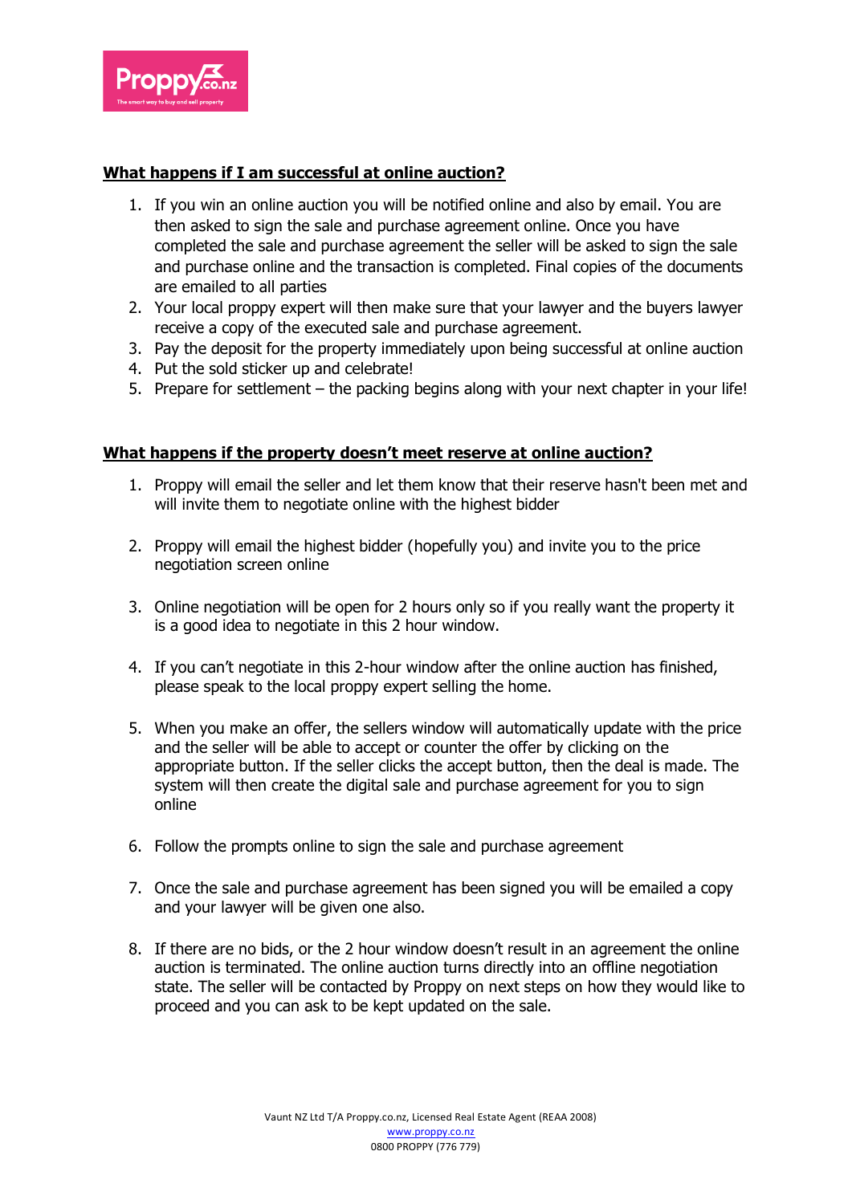**What happens if I am successful at online auction?**

1. If you win an online auction you will be notified online and also by email. You are then asked to sign the sale and purchase agreement online. Once you have completed the sale and purchase agreement the seller will be asked to sign the sale and purchase online and the transaction is completed. Final copies of the documents are emailed to all parties
2. Your local proppy expert will then make sure that your lawyer and the buyers lawyer receive a copy of the executed sale and purchase agreement.
3. Pay the deposit for the property immediately upon being successful at online auction
4. Put the sold sticker up and celebrate!
5. Prepare for settlement – the packing begins along with your next chapter in your life!

**What happens if the property doesn't meet reserve at online auction?**

1. Proppy will email the seller and let them know that their reserve hasn't been met and will invite them to negotiate online with the highest bidder

2. Proppy will email the highest bidder (hopefully you) and invite you to the price negotiation screen online

3. Online negotiation will be open for 2 hours only so if you really want the property it is a good idea to negotiate in this 2 hour window.

4. If you can't negotiate in this 2-hour window after the online auction has finished, please speak to the local proppy expert selling the home.

5. When you make an offer, the sellers window will automatically update with the price and the seller will be able to accept or counter the offer by clicking on the appropriate button. If the seller clicks the accept button, then the deal is made. The system will then create the digital sale and purchase agreement for you to sign online

6. Follow the prompts online to sign the sale and purchase agreement

7. Once the sale and purchase agreement has been signed you will be emailed a copy and your lawyer will be given one also.

8. If there are no bids, or the 2 hour window doesn't result in an agreement the online auction is terminated. The online auction turns directly into an offline negotiation state. The seller will be contacted by Proppy on next steps on how they would like to proceed and you can ask to be kept updated on the sale.